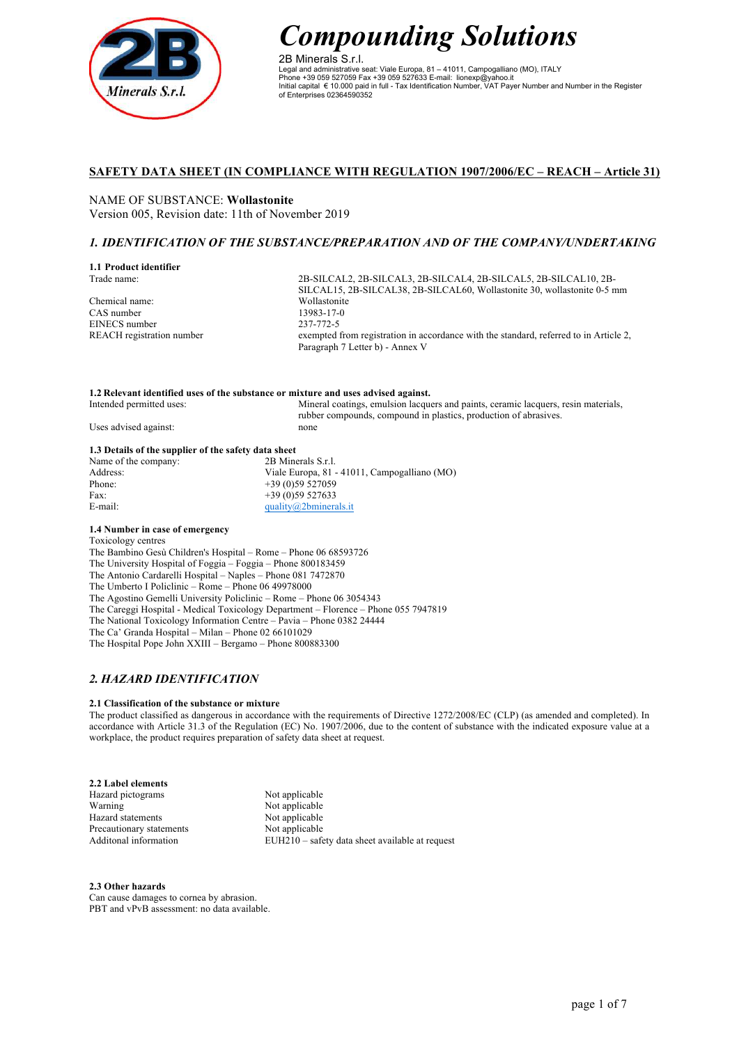# Compounding Solutions

2B Minerals S.r.l.
Legal and administrative seat: Viale Europa, 81 – 41011, Campogalliano (MO), ITALY
Phone +39 059 527059 Fax +39 059 527633 E-mail: lionexp@yahoo.it
Initial capital € 10.000 paid in full - Tax Identification Number, VAT Payer Number and Number in the Register of Enterprises 02364590352

## SAFETY DATA SHEET (IN COMPLIANCE WITH REGULATION 1907/2006/EC – REACH – Article 31)

NAME OF SUBSTANCE: **Wollastonite**
Version 005, Revision date: 11th of November 2019

## *1. IDENTIFICATION OF THE SUBSTANCE/PREPARATION AND OF THE COMPANY/UNDERTAKING*

**1.1 Product identifier**

| | |
|---|---|
| Trade name: | 2B-SILCAL2, 2B-SILCAL3, 2B-SILCAL4, 2B-SILCAL5, 2B-SILCAL10, 2B-SILCAL15, 2B-SILCAL38, 2B-SILCAL60, Wollastonite 30, wollastonite 0-5 mm |
| Chemical name: | Wollastonite |
| CAS number | 13983-17-0 |
| EINECS number | 237-772-5 |
| REACH registration number | exempted from registration in accordance with the standard, referred to in Article 2, Paragraph 7 Letter b) - Annex V |

**1.2 Relevant identified uses of the substance or mixture and uses advised against.**

| | |
|---|---|
| Intended permitted uses: | Mineral coatings, emulsion lacquers and paints, ceramic lacquers, resin materials, rubber compounds, compound in plastics, production of abrasives. |
| Uses advised against: | none |

**1.3 Details of the supplier of the safety data sheet**

| | |
|---|---|
| Name of the company: | 2B Minerals S.r.l. |
| Address: | Viale Europa, 81 - 41011, Campogalliano (MO) |
| Phone: | +39 (0)59 527059 |
| Fax: | +39 (0)59 527633 |
| E-mail: | quality@2bminerals.it |

**1.4 Number in case of emergency**

Toxicology centres
The Bambino Gesù Children's Hospital – Rome – Phone 06 68593726
The University Hospital of Foggia – Foggia – Phone 800183459
The Antonio Cardarelli Hospital – Naples – Phone 081 7472870
The Umberto I Policlinic – Rome – Phone 06 49978000
The Agostino Gemelli University Policlinic – Rome – Phone 06 3054343
The Careggi Hospital - Medical Toxicology Department – Florence – Phone 055 7947819
The National Toxicology Information Centre – Pavia – Phone 0382 24444
The Ca' Granda Hospital – Milan – Phone 02 66101029
The Hospital Pope John XXIII – Bergamo – Phone 800883300

## *2. HAZARD IDENTIFICATION*

**2.1 Classification of the substance or mixture**

The product classified as dangerous in accordance with the requirements of Directive 1272/2008/EC (CLP) (as amended and completed). In accordance with Article 31.3 of the Regulation (EC) No. 1907/2006, due to the content of substance with the indicated exposure value at a workplace, the product requires preparation of safety data sheet at request.

**2.2 Label elements**

| | |
|---|---|
| Hazard pictograms | Not applicable |
| Warning | Not applicable |
| Hazard statements | Not applicable |
| Precautionary statements | Not applicable |
| Additonal information | EUH210 – safety data sheet available at request |

**2.3 Other hazards**

Can cause damages to cornea by abrasion.
PBT and vPvB assessment: no data available.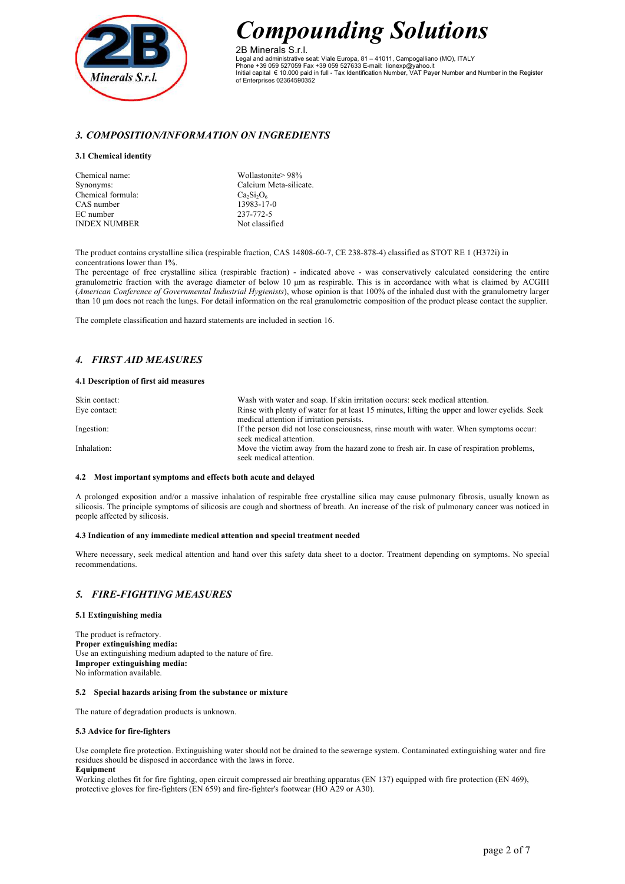## *3. COMPOSITION/INFORMATION ON INGREDIENTS*

### 3.1 Chemical identity

| | |
|---|---|
| Chemical name: | Wollastonite> 98% |
| Synonyms: | Calcium Meta-silicate. |
| Chemical formula: | $Ca_2Si_2O_6$ |
| CAS number | 13983-17-0 |
| EC number | 237-772-5 |
| INDEX NUMBER | Not classified |

The product contains crystalline silica (respirable fraction, CAS 14808-60-7, CE 238-878-4) classified as STOT RE 1 (H372i) in concentrations lower than 1%.
The percentage of free crystalline silica (respirable fraction) - indicated above - was conservatively calculated considering the entire granulometric fraction with the average diameter of below 10 µm as respirable. This is in accordance with what is claimed by ACGIH (*American Conference of Governmental Industrial Hygienists*), whose opinion is that 100% of the inhaled dust with the granulometry larger than 10 µm does not reach the lungs. For detail information on the real granulometric composition of the product please contact the supplier.

The complete classification and hazard statements are included in section 16.

## *4. FIRST AID MEASURES*

### 4.1 Description of first aid measures

| | |
|---|---|
| Skin contact: | Wash with water and soap. If skin irritation occurs: seek medical attention. |
| Eye contact: | Rinse with plenty of water for at least 15 minutes, lifting the upper and lower eyelids. Seek medical attention if irritation persists. |
| Ingestion: | If the person did not lose consciousness, rinse mouth with water. When symptoms occur: seek medical attention. |
| Inhalation: | Move the victim away from the hazard zone to fresh air. In case of respiration problems, seek medical attention. |

### 4.2 Most important symptoms and effects both acute and delayed

A prolonged exposition and/or a massive inhalation of respirable free crystalline silica may cause pulmonary fibrosis, usually known as silicosis. The principle symptoms of silicosis are cough and shortness of breath. An increase of the risk of pulmonary cancer was noticed in people affected by silicosis.

### 4.3 Indication of any immediate medical attention and special treatment needed

Where necessary, seek medical attention and hand over this safety data sheet to a doctor. Treatment depending on symptoms. No special recommendations.

## *5. FIRE-FIGHTING MEASURES*

### 5.1 Extinguishing media

The product is refractory.
**Proper extinguishing media:**
Use an extinguishing medium adapted to the nature of fire.
**Improper extinguishing media:**
No information available.

### 5.2 Special hazards arising from the substance or mixture

The nature of degradation products is unknown.

### 5.3 Advice for fire-fighters

Use complete fire protection. Extinguishing water should not be drained to the sewerage system. Contaminated extinguishing water and fire residues should be disposed in accordance with the laws in force.
**Equipment**
Working clothes fit for fire fighting, open circuit compressed air breathing apparatus (EN 137) equipped with fire protection (EN 469), protective gloves for fire-fighters (EN 659) and fire-fighter's footwear (HO A29 or A30).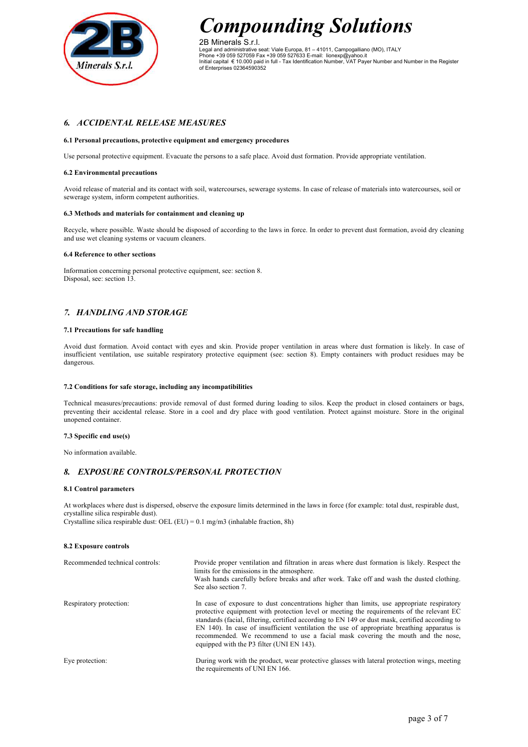## *6. ACCIDENTAL RELEASE MEASURES*

**6.1 Personal precautions, protective equipment and emergency procedures**

Use personal protective equipment. Evacuate the persons to a safe place. Avoid dust formation. Provide appropriate ventilation.

**6.2 Environmental precautions**

Avoid release of material and its contact with soil, watercourses, sewerage systems. In case of release of materials into watercourses, soil or sewerage system, inform competent authorities.

**6.3 Methods and materials for containment and cleaning up**

Recycle, where possible. Waste should be disposed of according to the laws in force. In order to prevent dust formation, avoid dry cleaning and use wet cleaning systems or vacuum cleaners.

**6.4 Reference to other sections**

Information concerning personal protective equipment, see: section 8.
Disposal, see: section 13.

## *7. HANDLING AND STORAGE*

**7.1 Precautions for safe handling**

Avoid dust formation. Avoid contact with eyes and skin. Provide proper ventilation in areas where dust formation is likely. In case of insufficient ventilation, use suitable respiratory protective equipment (see: section 8). Empty containers with product residues may be dangerous.

**7.2 Conditions for safe storage, including any incompatibilities**

Technical measures/precautions: provide removal of dust formed during loading to silos. Keep the product in closed containers or bags, preventing their accidental release. Store in a cool and dry place with good ventilation. Protect against moisture. Store in the original unopened container.

**7.3 Specific end use(s)**

No information available.

## *8. EXPOSURE CONTROLS/PERSONAL PROTECTION*

**8.1 Control parameters**

At workplaces where dust is dispersed, observe the exposure limits determined in the laws in force (for example: total dust, respirable dust, crystalline silica respirable dust).
Crystalline silica respirable dust: OEL (EU) = 0.1 mg/m3 (inhalable fraction, 8h)

**8.2 Exposure controls**

| | |
|---|---|
| Recommended technical controls: | Provide proper ventilation and filtration in areas where dust formation is likely. Respect the limits for the emissions in the atmosphere. Wash hands carefully before breaks and after work. Take off and wash the dusted clothing. See also section 7. |
| Respiratory protection: | In case of exposure to dust concentrations higher than limits, use appropriate respiratory protective equipment with protection level or meeting the requirements of the relevant EC standards (facial, filtering, certified according to EN 149 or dust mask, certified according to EN 140). In case of insufficient ventilation the use of appropriate breathing apparatus is recommended. We recommend to use a facial mask covering the mouth and the nose, equipped with the P3 filter (UNI EN 143). |
| Eye protection: | During work with the product, wear protective glasses with lateral protection wings, meeting the requirements of UNI EN 166. |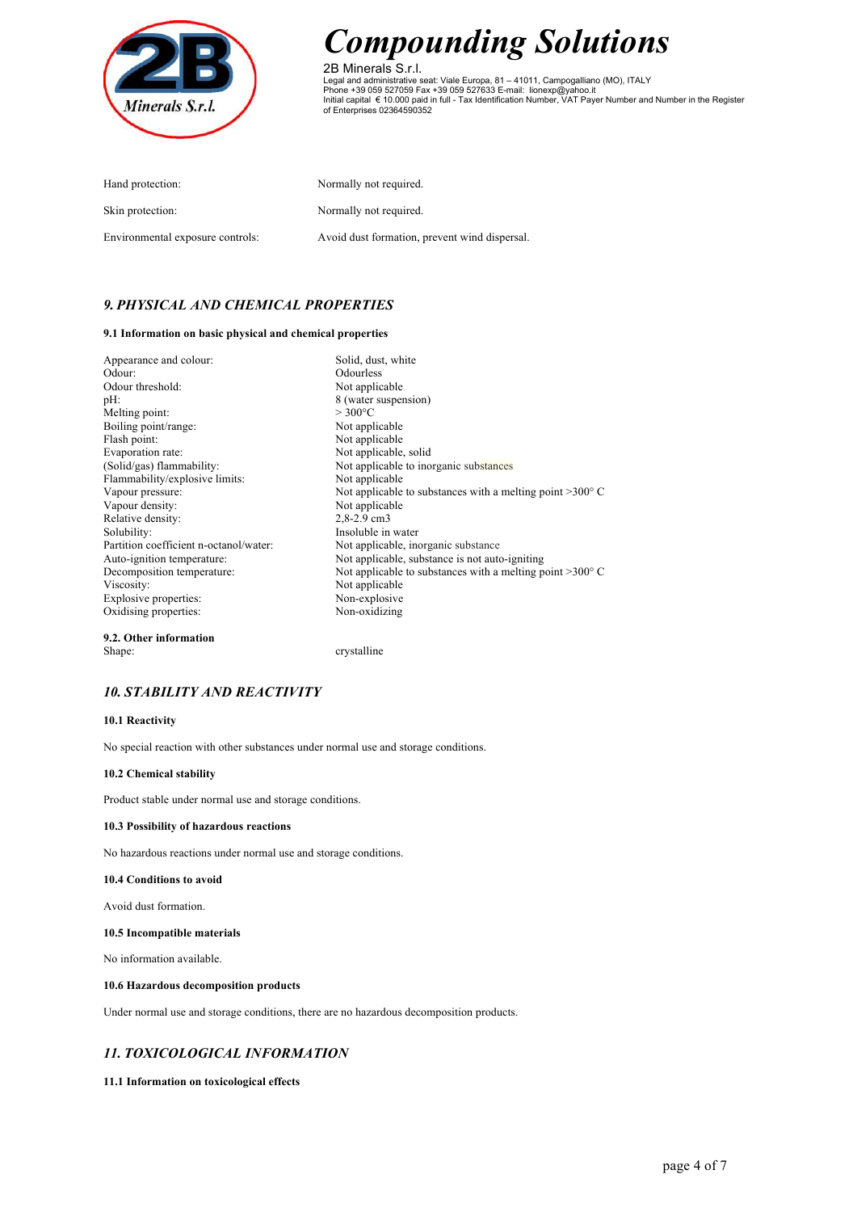| | |
|---|---|
| Hand protection: | Normally not required. |
| Skin protection: | Normally not required. |
| Environmental exposure controls: | Avoid dust formation, prevent wind dispersal. |

## *9. PHYSICAL AND CHEMICAL PROPERTIES*

**9.1 Information on basic physical and chemical properties**

| | |
|---|---|
| Appearance and colour: | Solid, dust, white |
| Odour: | Odourless |
| Odour threshold: | Not applicable |
| pH: | 8 (water suspension) |
| Melting point: | > 300°C |
| Boiling point/range: | Not applicable |
| Flash point: | Not applicable |
| Evaporation rate: | Not applicable, solid |
| (Solid/gas) flammability: | Not applicable to inorganic substances |
| Flammability/explosive limits: | Not applicable |
| Vapour pressure: | Not applicable to substances with a melting point >300° C |
| Vapour density: | Not applicable |
| Relative density: | 2,8-2.9 cm3 |
| Solubility: | Insoluble in water |
| Partition coefficient n-octanol/water: | Not applicable, inorganic substance |
| Auto-ignition temperature: | Not applicable, substance is not auto-igniting |
| Decomposition temperature: | Not applicable to substances with a melting point >300° C |
| Viscosity: | Not applicable |
| Explosive properties: | Non-explosive |
| Oxidising properties: | Non-oxidizing |

**9.2. Other information**

Shape: crystalline

## *10. STABILITY AND REACTIVITY*

**10.1 Reactivity**

No special reaction with other substances under normal use and storage conditions.

**10.2 Chemical stability**

Product stable under normal use and storage conditions.

**10.3 Possibility of hazardous reactions**

No hazardous reactions under normal use and storage conditions.

**10.4 Conditions to avoid**

Avoid dust formation.

**10.5 Incompatible materials**

No information available.

**10.6 Hazardous decomposition products**

Under normal use and storage conditions, there are no hazardous decomposition products.

## *11. TOXICOLOGICAL INFORMATION*

**11.1 Information on toxicological effects**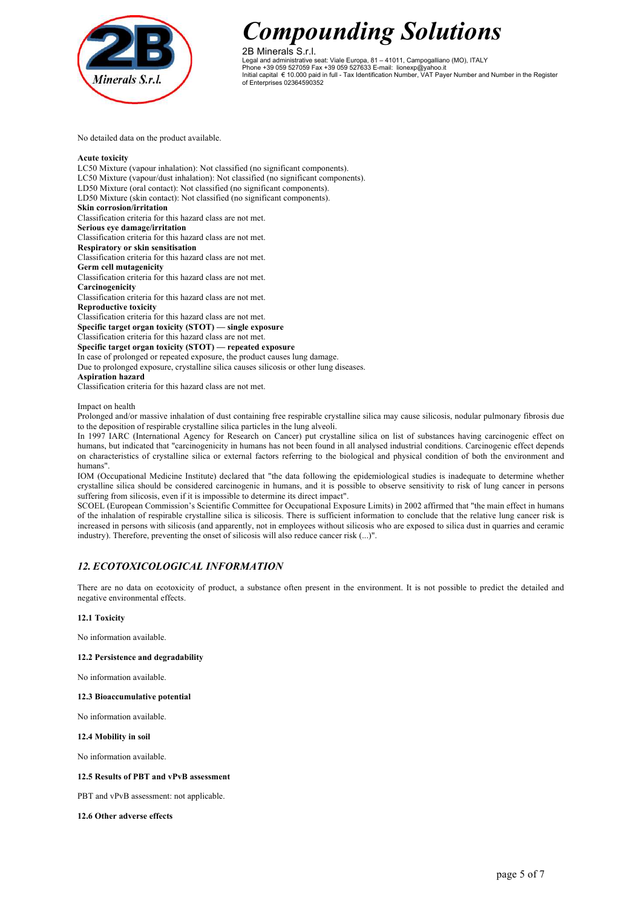No detailed data on the product available.

**Acute toxicity**
LC50 Mixture (vapour inhalation): Not classified (no significant components).
LC50 Mixture (vapour/dust inhalation): Not classified (no significant components).
LD50 Mixture (oral contact): Not classified (no significant components).
LD50 Mixture (skin contact): Not classified (no significant components).
**Skin corrosion/irritation**
Classification criteria for this hazard class are not met.
**Serious eye damage/irritation**
Classification criteria for this hazard class are not met.
**Respiratory or skin sensitisation**
Classification criteria for this hazard class are not met.
**Germ cell mutagenicity**
Classification criteria for this hazard class are not met.
**Carcinogenicity**
Classification criteria for this hazard class are not met.
**Reproductive toxicity**
Classification criteria for this hazard class are not met.
**Specific target organ toxicity (STOT) — single exposure**
Classification criteria for this hazard class are not met.
**Specific target organ toxicity (STOT) — repeated exposure**
In case of prolonged or repeated exposure, the product causes lung damage.
Due to prolonged exposure, crystalline silica causes silicosis or other lung diseases.
**Aspiration hazard**
Classification criteria for this hazard class are not met.

Impact on health
Prolonged and/or massive inhalation of dust containing free respirable crystalline silica may cause silicosis, nodular pulmonary fibrosis due to the deposition of respirable crystalline silica particles in the lung alveoli.
In 1997 IARC (International Agency for Research on Cancer) put crystalline silica on list of substances having carcinogenic effect on humans, but indicated that "carcinogenicity in humans has not been found in all analysed industrial conditions. Carcinogenic effect depends on characteristics of crystalline silica or external factors referring to the biological and physical condition of both the environment and humans".
IOM (Occupational Medicine Institute) declared that "the data following the epidemiological studies is inadequate to determine whether crystalline silica should be considered carcinogenic in humans, and it is possible to observe sensitivity to risk of lung cancer in persons suffering from silicosis, even if it is impossible to determine its direct impact".
SCOEL (European Commission's Scientific Committee for Occupational Exposure Limits) in 2002 affirmed that "the main effect in humans of the inhalation of respirable crystalline silica is silicosis. There is sufficient information to conclude that the relative lung cancer risk is increased in persons with silicosis (and apparently, not in employees without silicosis who are exposed to silica dust in quarries and ceramic industry). Therefore, preventing the onset of silicosis will also reduce cancer risk (...)".

## *12. ECOTOXICOLOGICAL INFORMATION*

There are no data on ecotoxicity of product, a substance often present in the environment. It is not possible to predict the detailed and negative environmental effects.

**12.1 Toxicity**

No information available.

**12.2 Persistence and degradability**

No information available.

**12.3 Bioaccumulative potential**

No information available.

**12.4 Mobility in soil**

No information available.

**12.5 Results of PBT and vPvB assessment**

PBT and vPvB assessment: not applicable.

**12.6 Other adverse effects**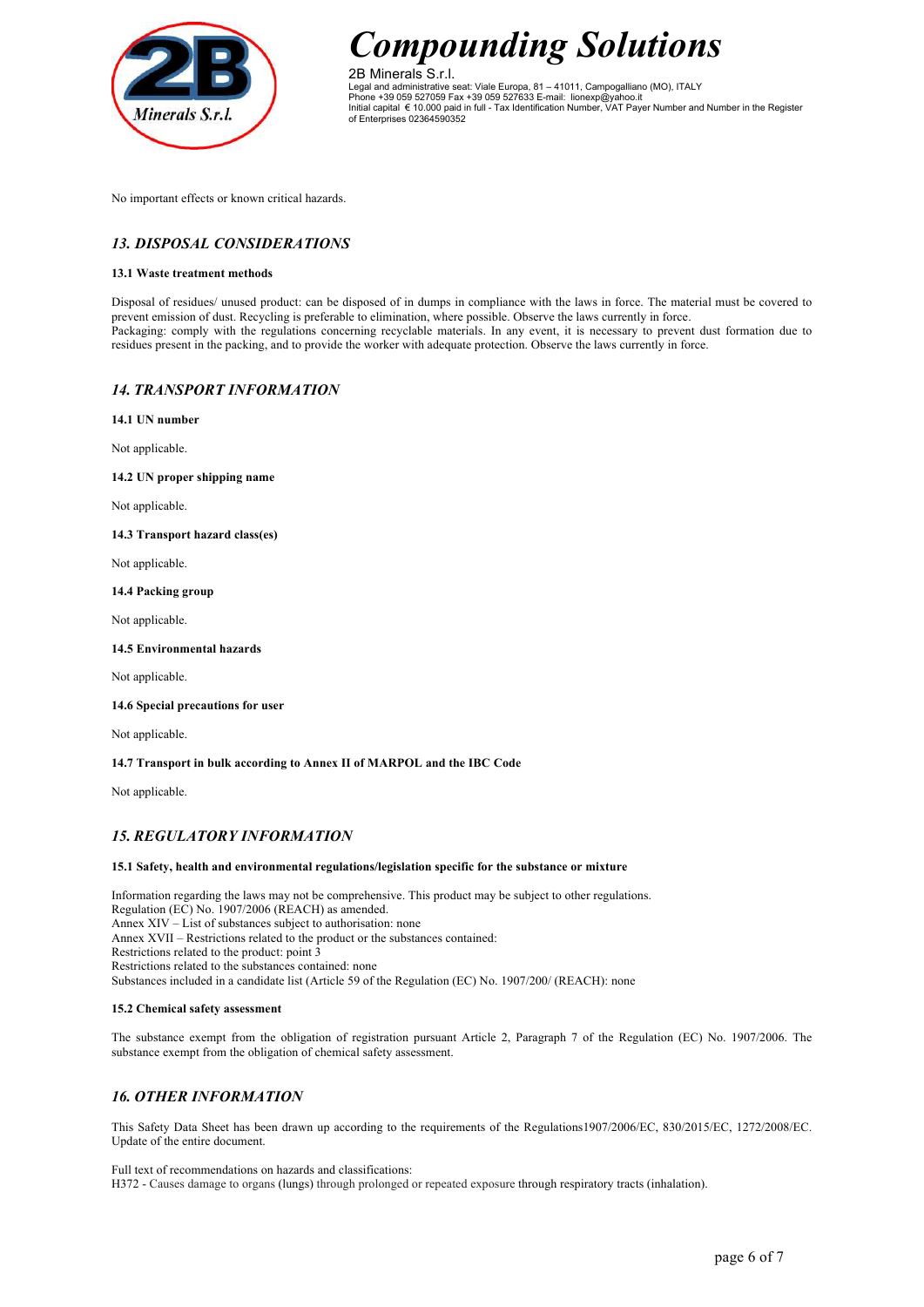No important effects or known critical hazards.

## *13. DISPOSAL CONSIDERATIONS*

**13.1 Waste treatment methods**

Disposal of residues/ unused product: can be disposed of in dumps in compliance with the laws in force. The material must be covered to prevent emission of dust. Recycling is preferable to elimination, where possible. Observe the laws currently in force.
Packaging: comply with the regulations concerning recyclable materials. In any event, it is necessary to prevent dust formation due to residues present in the packing, and to provide the worker with adequate protection. Observe the laws currently in force.

## *14. TRANSPORT INFORMATION*

**14.1 UN number**

Not applicable.

**14.2 UN proper shipping name**

Not applicable.

**14.3 Transport hazard class(es)**

Not applicable.

**14.4 Packing group**

Not applicable.

**14.5 Environmental hazards**

Not applicable.

**14.6 Special precautions for user**

Not applicable.

**14.7 Transport in bulk according to Annex II of MARPOL and the IBC Code**

Not applicable.

## *15. REGULATORY INFORMATION*

**15.1 Safety, health and environmental regulations/legislation specific for the substance or mixture**

Information regarding the laws may not be comprehensive. This product may be subject to other regulations.
Regulation (EC) No. 1907/2006 (REACH) as amended.
Annex XIV – List of substances subject to authorisation: none
Annex XVII – Restrictions related to the product or the substances contained:
Restrictions related to the product: point 3
Restrictions related to the substances contained: none
Substances included in a candidate list (Article 59 of the Regulation (EC) No. 1907/200/ (REACH): none

**15.2 Chemical safety assessment**

The substance exempt from the obligation of registration pursuant Article 2, Paragraph 7 of the Regulation (EC) No. 1907/2006. The substance exempt from the obligation of chemical safety assessment.

## *16. OTHER INFORMATION*

This Safety Data Sheet has been drawn up according to the requirements of the Regulations1907/2006/EC, 830/2015/EC, 1272/2008/EC. Update of the entire document.

Full text of recommendations on hazards and classifications:
H372 - Causes damage to organs (lungs) through prolonged or repeated exposure through respiratory tracts (inhalation).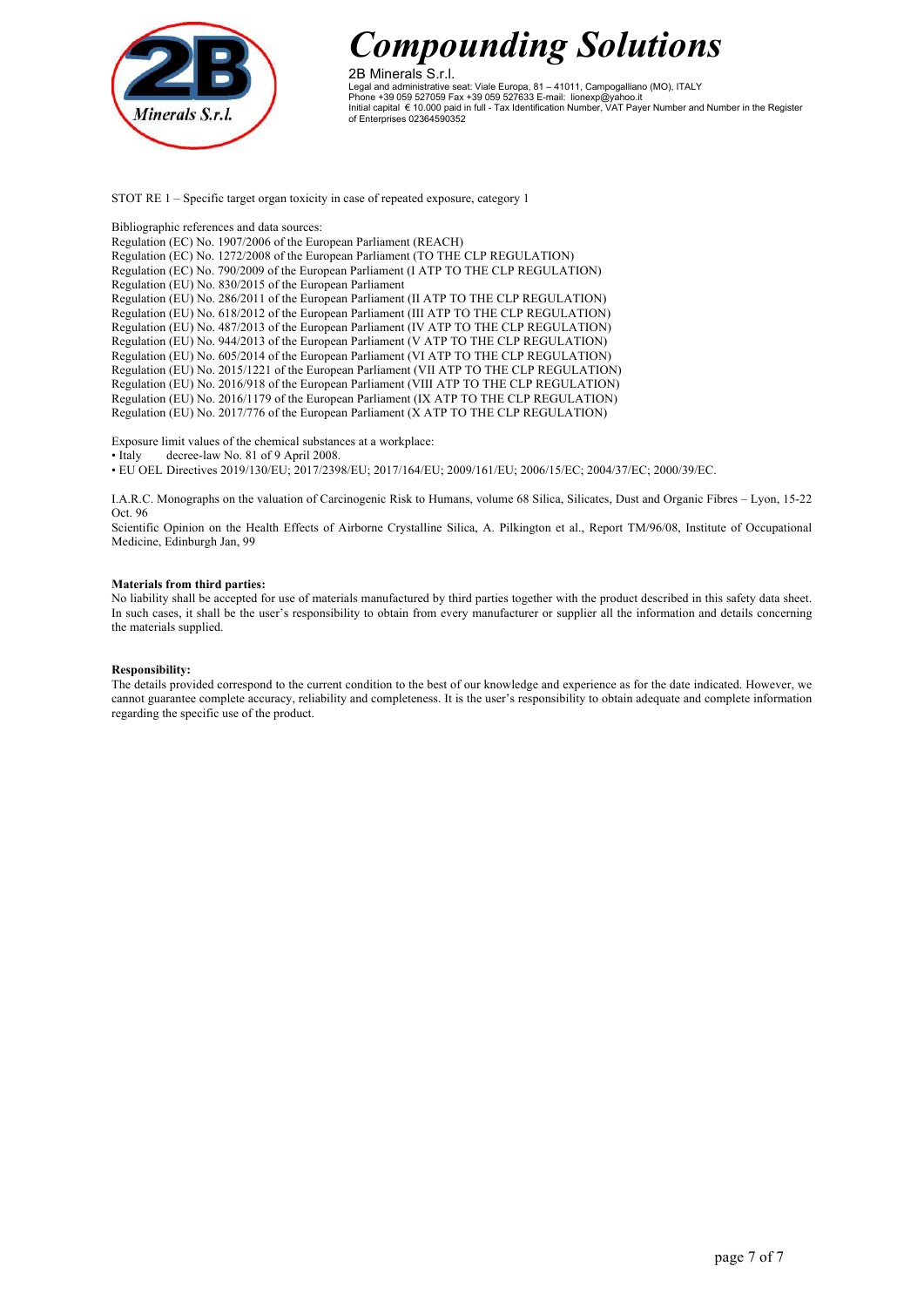STOT RE 1 – Specific target organ toxicity in case of repeated exposure, category 1

Bibliographic references and data sources:
Regulation (EC) No. 1907/2006 of the European Parliament (REACH)
Regulation (EC) No. 1272/2008 of the European Parliament (TO THE CLP REGULATION)
Regulation (EC) No. 790/2009 of the European Parliament (I ATP TO THE CLP REGULATION)
Regulation (EU) No. 830/2015 of the European Parliament
Regulation (EU) No. 286/2011 of the European Parliament (II ATP TO THE CLP REGULATION)
Regulation (EU) No. 618/2012 of the European Parliament (III ATP TO THE CLP REGULATION)
Regulation (EU) No. 487/2013 of the European Parliament (IV ATP TO THE CLP REGULATION)
Regulation (EU) No. 944/2013 of the European Parliament (V ATP TO THE CLP REGULATION)
Regulation (EU) No. 605/2014 of the European Parliament (VI ATP TO THE CLP REGULATION)
Regulation (EU) No. 2015/1221 of the European Parliament (VII ATP TO THE CLP REGULATION)
Regulation (EU) No. 2016/918 of the European Parliament (VIII ATP TO THE CLP REGULATION)
Regulation (EU) No. 2016/1179 of the European Parliament (IX ATP TO THE CLP REGULATION)
Regulation (EU) No. 2017/776 of the European Parliament (X ATP TO THE CLP REGULATION)

Exposure limit values of the chemical substances at a workplace:
- Italy decree-law No. 81 of 9 April 2008.
- EU OEL Directives 2019/130/EU; 2017/2398/EU; 2017/164/EU; 2009/161/EU; 2006/15/EC; 2004/37/EC; 2000/39/EC.

I.A.R.C. Monographs on the valuation of Carcinogenic Risk to Humans, volume 68 Silica, Silicates, Dust and Organic Fibres – Lyon, 15-22 Oct. 96
Scientific Opinion on the Health Effects of Airborne Crystalline Silica, A. Pilkington et al., Report TM/96/08, Institute of Occupational Medicine, Edinburgh Jan, 99

**Materials from third parties:**
No liability shall be accepted for use of materials manufactured by third parties together with the product described in this safety data sheet. In such cases, it shall be the user's responsibility to obtain from every manufacturer or supplier all the information and details concerning the materials supplied.

**Responsibility:**
The details provided correspond to the current condition to the best of our knowledge and experience as for the date indicated. However, we cannot guarantee complete accuracy, reliability and completeness. It is the user's responsibility to obtain adequate and complete information regarding the specific use of the product.